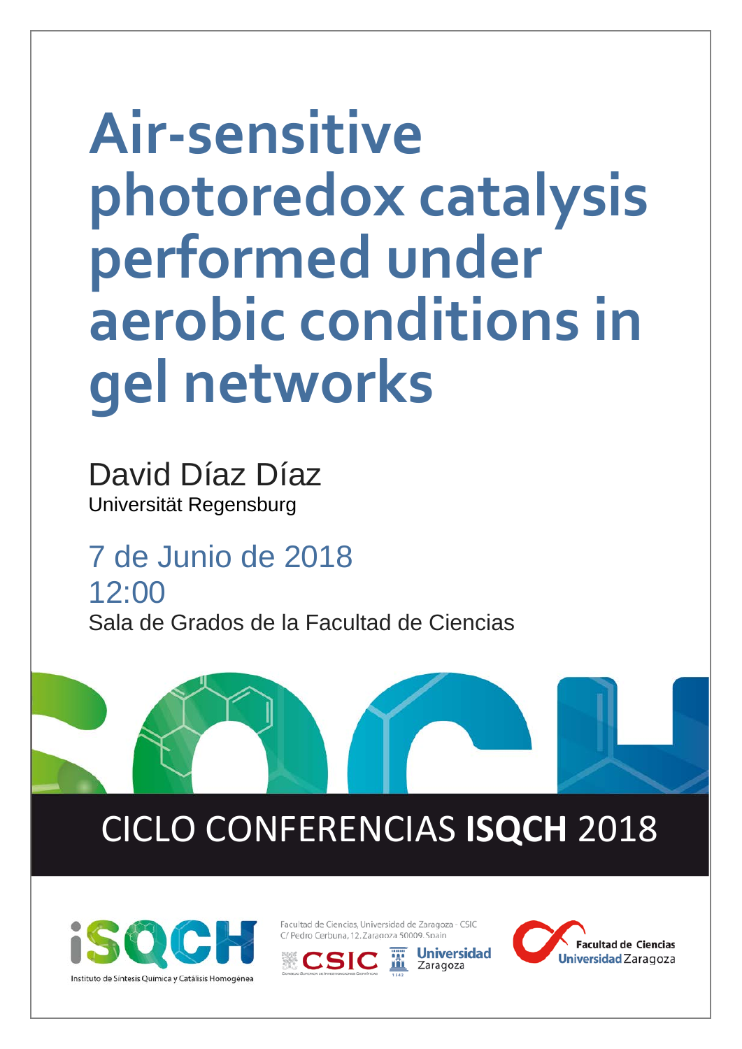# Air-sensitive photoredox catalysis performed under aerobic conditions in gel networks

David Díaz Díaz

Universität Regensburg

7 de Junio de 2018

12:00

Sala de Grados de la Facultad de Ciencias

## CICLO CONFERENCIAS **ISQCH** 2018

Instituto de Síntesis Química y Catálisis Homogénea

Facultad de Ciencias, Universidad de Zaragoza - CSIC
C/ Pedro Cerbuna, 12. Zaragoza 50009. Spain

CSIC

Universidad Zaragoza

Facultad de Ciencias Universidad Zaragoza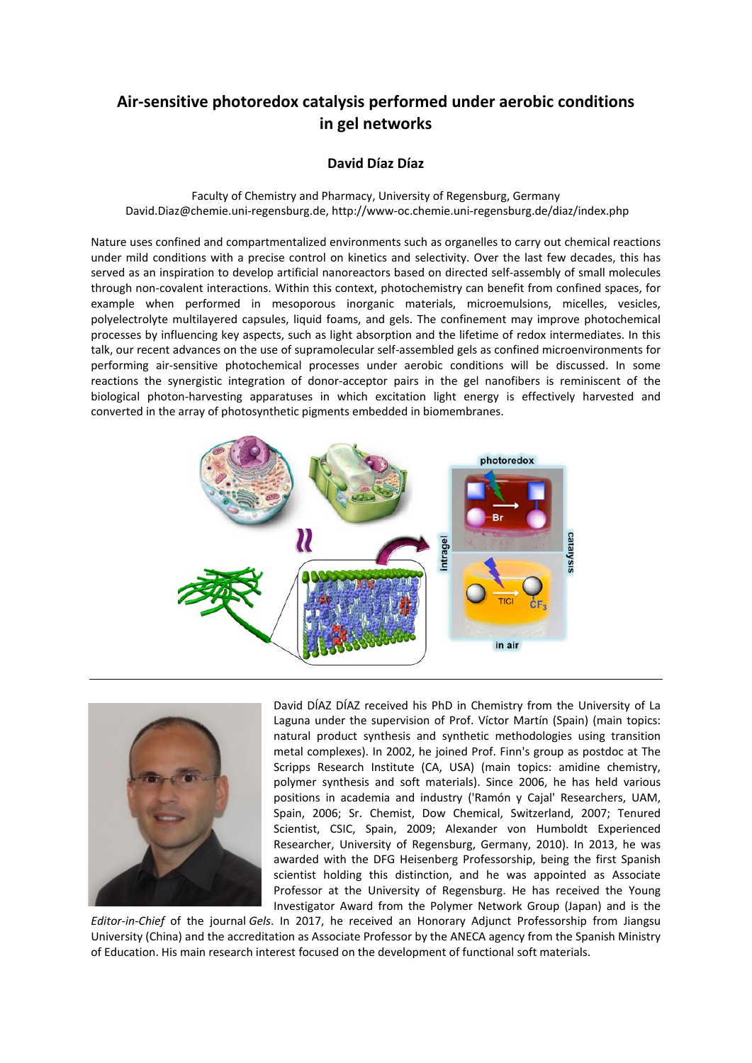# Air-sensitive photoredox catalysis performed under aerobic conditions in gel networks

### David Díaz Díaz

Faculty of Chemistry and Pharmacy, University of Regensburg, Germany
David.Diaz@chemie.uni-regensburg.de, http://www-oc.chemie.uni-regensburg.de/diaz/index.php

Nature uses confined and compartmentalized environments such as organelles to carry out chemical reactions under mild conditions with a precise control on kinetics and selectivity. Over the last few decades, this has served as an inspiration to develop artificial nanoreactors based on directed self-assembly of small molecules through non-covalent interactions. Within this context, photochemistry can benefit from confined spaces, for example when performed in mesoporous inorganic materials, microemulsions, micelles, vesicles, polyelectrolyte multilayered capsules, liquid foams, and gels. The confinement may improve photochemical processes by influencing key aspects, such as light absorption and the lifetime of redox intermediates. In this talk, our recent advances on the use of supramolecular self-assembled gels as confined microenvironments for performing air-sensitive photochemical processes under aerobic conditions will be discussed. In some reactions the synergistic integration of donor-acceptor pairs in the gel nanofibers is reminiscent of the biological photon-harvesting apparatuses in which excitation light energy is effectively harvested and converted in the array of photosynthetic pigments embedded in biomembranes.

photoredox
Br
intragel
catalysis
TfCl
$CF_3$
in air

---

David DÍAZ DÍAZ received his PhD in Chemistry from the University of La Laguna under the supervision of Prof. Víctor Martín (Spain) (main topics: natural product synthesis and synthetic methodologies using transition metal complexes). In 2002, he joined Prof. Finn's group as postdoc at The Scripps Research Institute (CA, USA) (main topics: amidine chemistry, polymer synthesis and soft materials). Since 2006, he has held various positions in academia and industry ('Ramón y Cajal' Researchers, UAM, Spain, 2006; Sr. Chemist, Dow Chemical, Switzerland, 2007; Tenured Scientist, CSIC, Spain, 2009; Alexander von Humboldt Experienced Researcher, University of Regensburg, Germany, 2010). In 2013, he was awarded with the DFG Heisenberg Professorship, being the first Spanish scientist holding this distinction, and he was appointed as Associate Professor at the University of Regensburg. He has received the Young Investigator Award from the Polymer Network Group (Japan) and is the *Editor-in-Chief* of the journal *Gels*. In 2017, he received an Honorary Adjunct Professorship from Jiangsu University (China) and the accreditation as Associate Professor by the ANECA agency from the Spanish Ministry of Education. His main research interest focused on the development of functional soft materials.